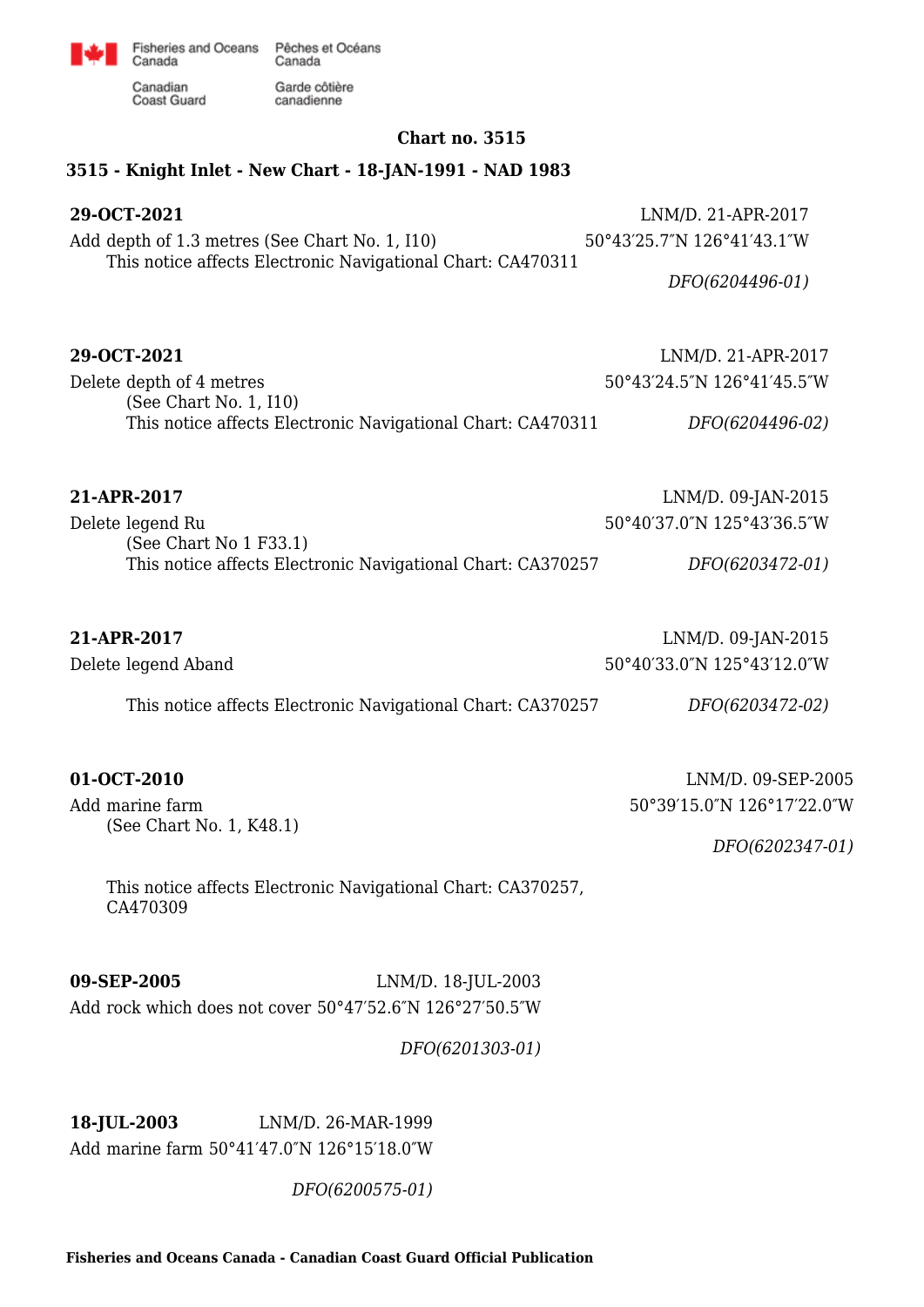Fisheries and Oceans Canada / Pêches et Océans Canada

Canadian Coast Guard / Garde côtière canadienne

**Chart no. 3515**

**3515 - Knight Inlet - New Chart - 18-JAN-1991 - NAD 1983**

**29-OCT-2021** LNM/D. 21-APR-2017

Add depth of 1.3 metres (See Chart No. 1, I10) 50°43′25.7″N 126°41′43.1″W

This notice affects Electronic Navigational Chart: CA470311

*DFO(6204496-01)*

**29-OCT-2021** LNM/D. 21-APR-2017

Delete depth of 4 metres 50°43′24.5″N 126°41′45.5″W

(See Chart No. 1, I10)

This notice affects Electronic Navigational Chart: CA470311 *DFO(6204496-02)*

**21-APR-2017** LNM/D. 09-JAN-2015

Delete legend Ru 50°40′37.0″N 125°43′36.5″W

(See Chart No 1 F33.1)

This notice affects Electronic Navigational Chart: CA370257 *DFO(6203472-01)*

**21-APR-2017** LNM/D. 09-JAN-2015

Delete legend Aband 50°40′33.0″N 125°43′12.0″W

This notice affects Electronic Navigational Chart: CA370257 *DFO(6203472-02)*

**01-OCT-2010** LNM/D. 09-SEP-2005

Add marine farm 50°39′15.0″N 126°17′22.0″W

(See Chart No. 1, K48.1)

*DFO(6202347-01)*

This notice affects Electronic Navigational Chart: CA370257, CA470309

**09-SEP-2005** LNM/D. 18-JUL-2003

Add rock which does not cover 50°47′52.6″N 126°27′50.5″W

*DFO(6201303-01)*

**18-JUL-2003** LNM/D. 26-MAR-1999

Add marine farm 50°41′47.0″N 126°15′18.0″W

*DFO(6200575-01)*

**Fisheries and Oceans Canada - Canadian Coast Guard Official Publication**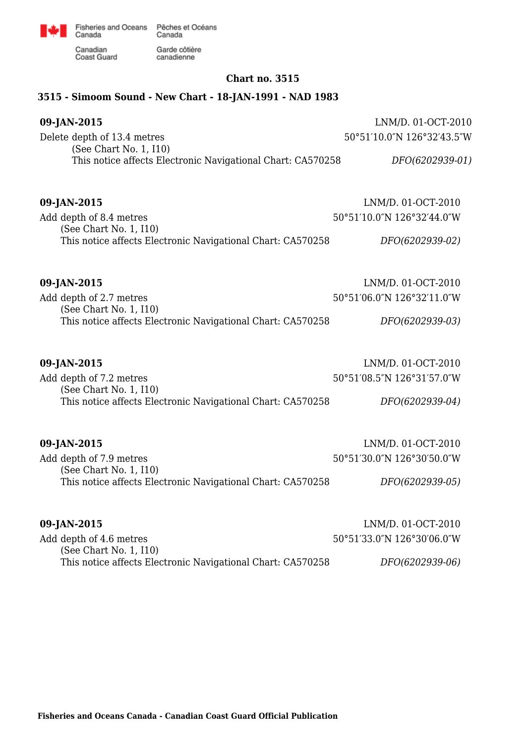**Chart no. 3515**

**3515 - Simoom Sound - New Chart - 18-JAN-1991 - NAD 1983**

**09-JAN-2015** LNM/D. 01-OCT-2010

Delete depth of 13.4 metres 50°51′10.0″N 126°32′43.5″W

(See Chart No. 1, I10)

This notice affects Electronic Navigational Chart: CA570258 *DFO(6202939-01)*

**09-JAN-2015** LNM/D. 01-OCT-2010

Add depth of 8.4 metres 50°51′10.0″N 126°32′44.0″W

(See Chart No. 1, I10)

This notice affects Electronic Navigational Chart: CA570258 *DFO(6202939-02)*

**09-JAN-2015** LNM/D. 01-OCT-2010

Add depth of 2.7 metres 50°51′06.0″N 126°32′11.0″W

(See Chart No. 1, I10)

This notice affects Electronic Navigational Chart: CA570258 *DFO(6202939-03)*

**09-JAN-2015** LNM/D. 01-OCT-2010

Add depth of 7.2 metres 50°51′08.5″N 126°31′57.0″W

(See Chart No. 1, I10)

This notice affects Electronic Navigational Chart: CA570258 *DFO(6202939-04)*

**09-JAN-2015** LNM/D. 01-OCT-2010

Add depth of 7.9 metres 50°51′30.0″N 126°30′50.0″W

(See Chart No. 1, I10)

This notice affects Electronic Navigational Chart: CA570258 *DFO(6202939-05)*

**09-JAN-2015** LNM/D. 01-OCT-2010

Add depth of 4.6 metres 50°51′33.0″N 126°30′06.0″W

(See Chart No. 1, I10)

This notice affects Electronic Navigational Chart: CA570258 *DFO(6202939-06)*